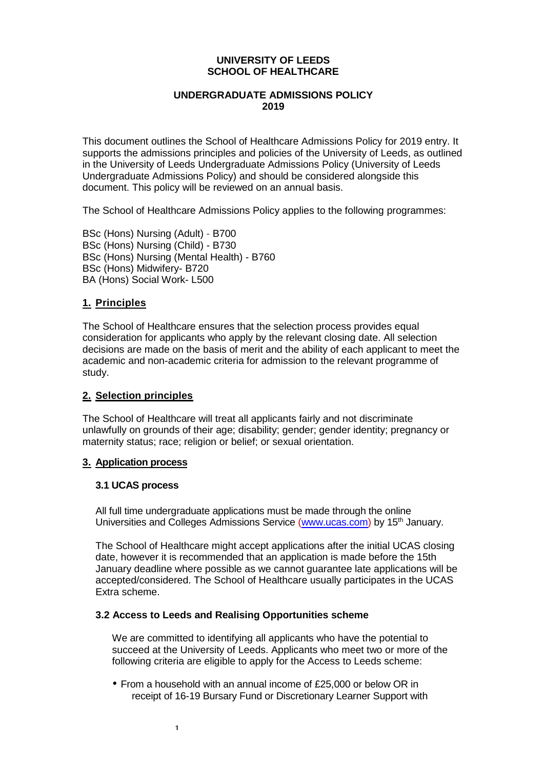**UNIVERSITY OF LEEDS**
**SCHOOL OF HEALTHCARE**

**UNDERGRADUATE ADMISSIONS POLICY**
**2019**

This document outlines the School of Healthcare Admissions Policy for 2019 entry. It supports the admissions principles and policies of the University of Leeds, as outlined in the University of Leeds Undergraduate Admissions Policy (University of Leeds Undergraduate Admissions Policy) and should be considered alongside this document. This policy will be reviewed on an annual basis.

The School of Healthcare Admissions Policy applies to the following programmes:

BSc (Hons) Nursing (Adult) - B700
BSc (Hons) Nursing (Child) - B730
BSc (Hons) Nursing (Mental Health) - B760
BSc (Hons) Midwifery- B720
BA (Hons) Social Work- L500

## 1. Principles

The School of Healthcare ensures that the selection process provides equal consideration for applicants who apply by the relevant closing date. All selection decisions are made on the basis of merit and the ability of each applicant to meet the academic and non-academic criteria for admission to the relevant programme of study.

## 2. Selection principles

The School of Healthcare will treat all applicants fairly and not discriminate unlawfully on grounds of their age; disability; gender; gender identity; pregnancy or maternity status; race; religion or belief; or sexual orientation.

## 3. Application process

### 3.1 UCAS process

All full time undergraduate applications must be made through the online Universities and Colleges Admissions Service (www.ucas.com) by 15th January.

The School of Healthcare might accept applications after the initial UCAS closing date, however it is recommended that an application is made before the 15th January deadline where possible as we cannot guarantee late applications will be accepted/considered. The School of Healthcare usually participates in the UCAS Extra scheme.

### 3.2 Access to Leeds and Realising Opportunities scheme

We are committed to identifying all applicants who have the potential to succeed at the University of Leeds. Applicants who meet two or more of the following criteria are eligible to apply for the Access to Leeds scheme:

- From a household with an annual income of £25,000 or below OR in receipt of 16-19 Bursary Fund or Discretionary Learner Support with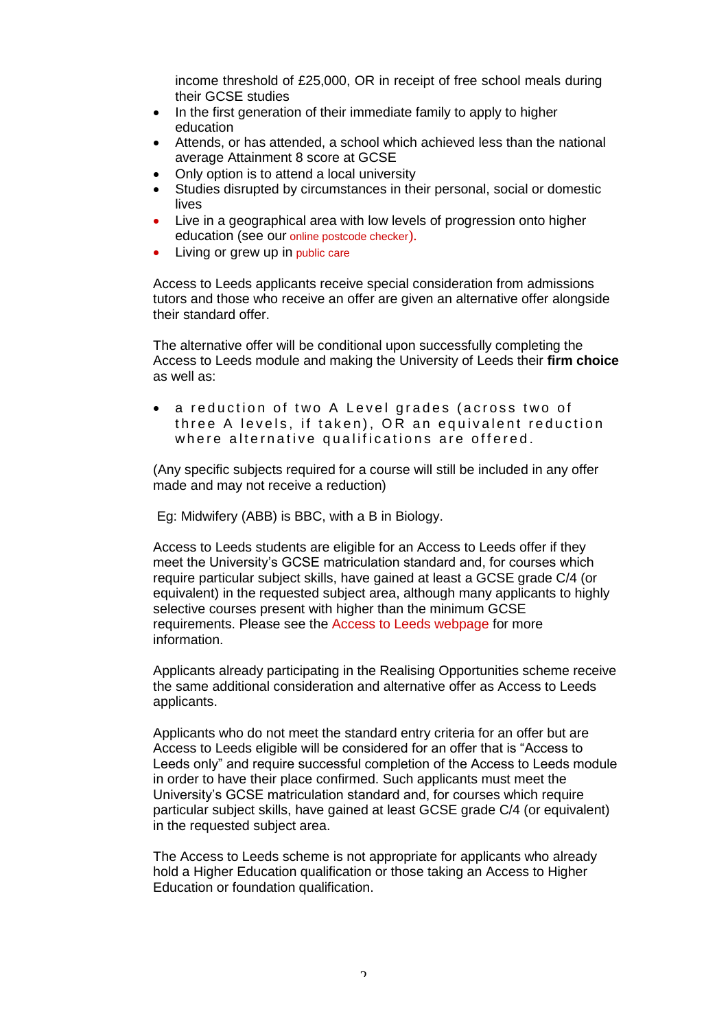income threshold of £25,000, OR in receipt of free school meals during their GCSE studies

- In the first generation of their immediate family to apply to higher education
- Attends, or has attended, a school which achieved less than the national average Attainment 8 score at GCSE
- Only option is to attend a local university
- Studies disrupted by circumstances in their personal, social or domestic lives
- Live in a geographical area with low levels of progression onto higher education (see our online postcode checker).
- Living or grew up in public care

Access to Leeds applicants receive special consideration from admissions tutors and those who receive an offer are given an alternative offer alongside their standard offer.

The alternative offer will be conditional upon successfully completing the Access to Leeds module and making the University of Leeds their **firm choice** as well as:

- a reduction of two A Level grades (across two of three A levels, if taken), OR an equivalent reduction where alternative qualifications are offered.

(Any specific subjects required for a course will still be included in any offer made and may not receive a reduction)

Eg: Midwifery (ABB) is BBC, with a B in Biology.

Access to Leeds students are eligible for an Access to Leeds offer if they meet the University's GCSE matriculation standard and, for courses which require particular subject skills, have gained at least a GCSE grade C/4 (or equivalent) in the requested subject area, although many applicants to highly selective courses present with higher than the minimum GCSE requirements. Please see the Access to Leeds webpage for more information.

Applicants already participating in the Realising Opportunities scheme receive the same additional consideration and alternative offer as Access to Leeds applicants.

Applicants who do not meet the standard entry criteria for an offer but are Access to Leeds eligible will be considered for an offer that is "Access to Leeds only" and require successful completion of the Access to Leeds module in order to have their place confirmed. Such applicants must meet the University's GCSE matriculation standard and, for courses which require particular subject skills, have gained at least GCSE grade C/4 (or equivalent) in the requested subject area.

The Access to Leeds scheme is not appropriate for applicants who already hold a Higher Education qualification or those taking an Access to Higher Education or foundation qualification.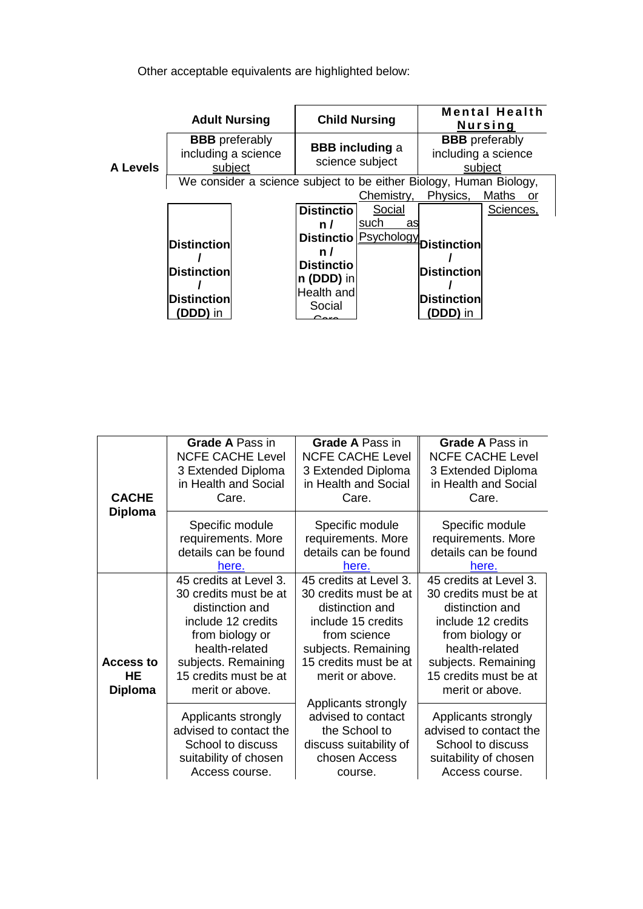Other acceptable equivalents are highlighted below:

| | Adult Nursing | Child Nursing | Mental Health Nursing |
|---|---|---|---|
| A Levels | **BBB** preferably including a science subject | **BBB including** a science subject | **BBB** preferably including a science subject |
| | We consider a science subject to be either Biology, Human Biology, Chemistry, Physics, Maths or Social Sciences, such as Psychology | | |
| | **Distinction / Distinction / Distinction (DDD)** in | **Distinction / Distinction / Distinction (DDD)** in Health and Social Care | **Distinction / Distinction / Distinction (DDD)** in |

| | | | |
|---|---|---|---|
| CACHE Diploma | **Grade A** Pass in NCFE CACHE Level 3 Extended Diploma in Health and Social Care. | **Grade A** Pass in NCFE CACHE Level 3 Extended Diploma in Health and Social Care. | **Grade A** Pass in NCFE CACHE Level 3 Extended Diploma in Health and Social Care. |
| | Specific module requirements. More details can be found here. | Specific module requirements. More details can be found here. | Specific module requirements. More details can be found here. |
| Access to HE Diploma | 45 credits at Level 3. 30 credits must be at distinction and include 12 credits from biology or health-related subjects. Remaining 15 credits must be at merit or above. | 45 credits at Level 3. 30 credits must be at distinction and include 15 credits from science subjects. Remaining 15 credits must be at merit or above. | 45 credits at Level 3. 30 credits must be at distinction and include 12 credits from biology or health-related subjects. Remaining 15 credits must be at merit or above. |
| | Applicants strongly advised to contact the School to discuss suitability of chosen Access course. | Applicants strongly advised to contact the School to discuss suitability of chosen Access course. | Applicants strongly advised to contact the School to discuss suitability of chosen Access course. |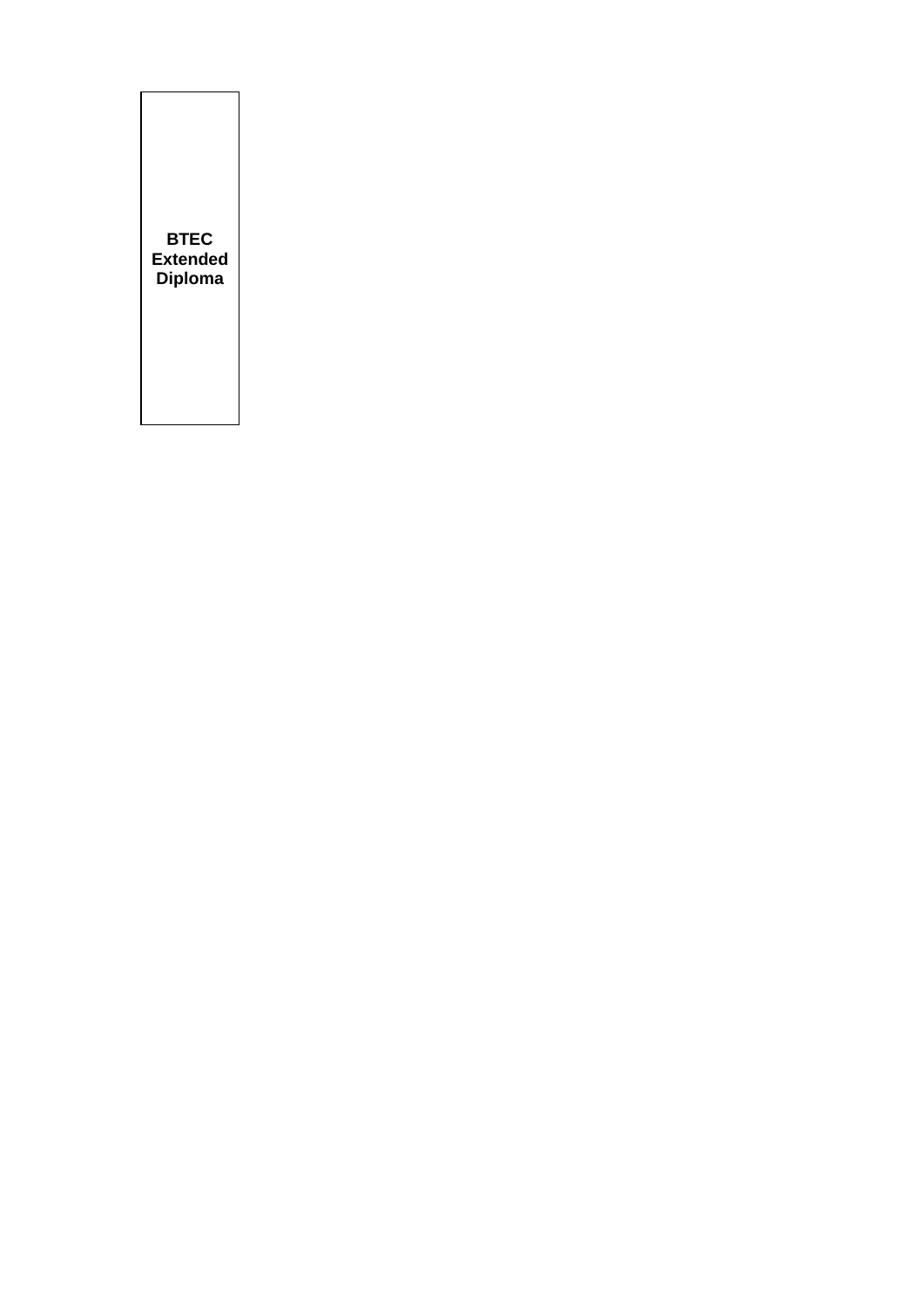| **BTEC Extended Diploma** |
|---|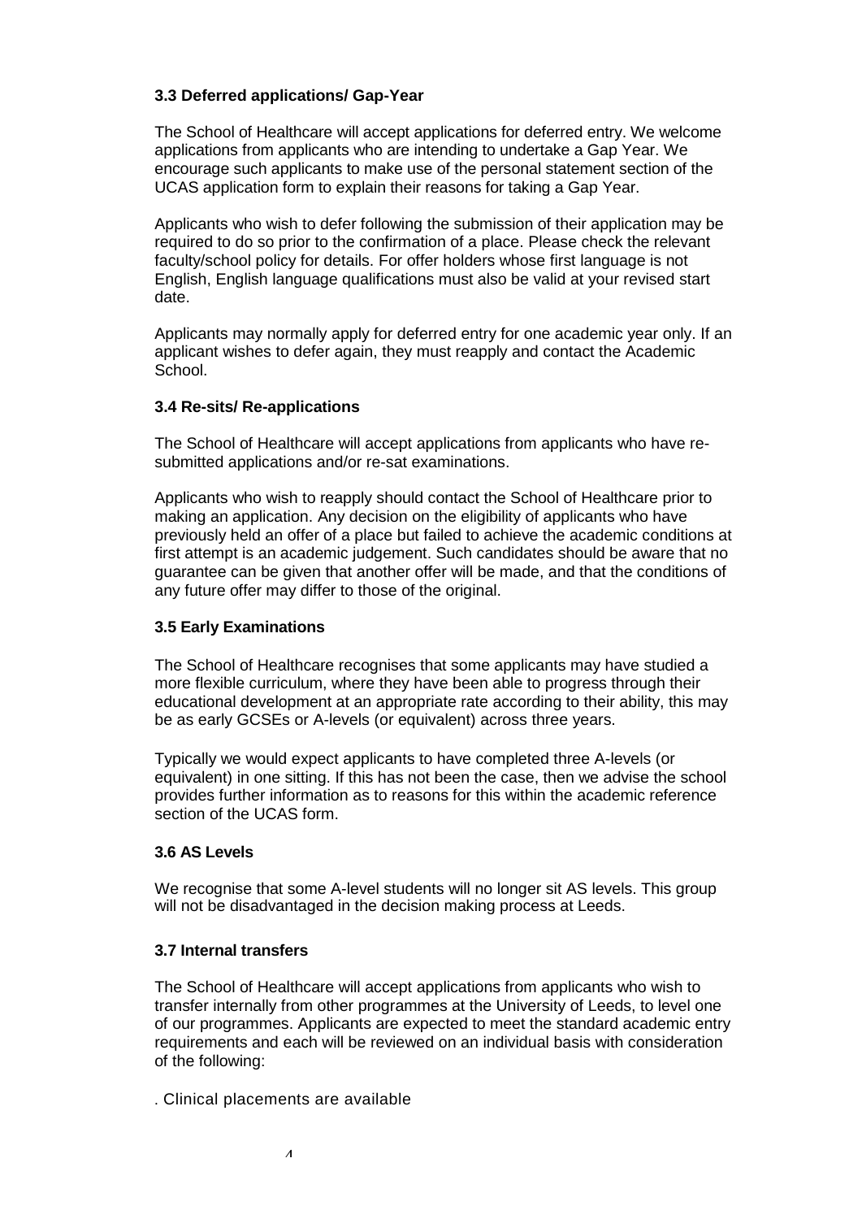### 3.3 Deferred applications/ Gap-Year

The School of Healthcare will accept applications for deferred entry. We welcome applications from applicants who are intending to undertake a Gap Year. We encourage such applicants to make use of the personal statement section of the UCAS application form to explain their reasons for taking a Gap Year.

Applicants who wish to defer following the submission of their application may be required to do so prior to the confirmation of a place. Please check the relevant faculty/school policy for details. For offer holders whose first language is not English, English language qualifications must also be valid at your revised start date.

Applicants may normally apply for deferred entry for one academic year only. If an applicant wishes to defer again, they must reapply and contact the Academic School.

### 3.4 Re-sits/ Re-applications

The School of Healthcare will accept applications from applicants who have re-submitted applications and/or re-sat examinations.

Applicants who wish to reapply should contact the School of Healthcare prior to making an application. Any decision on the eligibility of applicants who have previously held an offer of a place but failed to achieve the academic conditions at first attempt is an academic judgement. Such candidates should be aware that no guarantee can be given that another offer will be made, and that the conditions of any future offer may differ to those of the original.

### 3.5 Early Examinations

The School of Healthcare recognises that some applicants may have studied a more flexible curriculum, where they have been able to progress through their educational development at an appropriate rate according to their ability, this may be as early GCSEs or A-levels (or equivalent) across three years.

Typically we would expect applicants to have completed three A-levels (or equivalent) in one sitting. If this has not been the case, then we advise the school provides further information as to reasons for this within the academic reference section of the UCAS form.

### 3.6 AS Levels

We recognise that some A-level students will no longer sit AS levels. This group will not be disadvantaged in the decision making process at Leeds.

### 3.7 Internal transfers

The School of Healthcare will accept applications from applicants who wish to transfer internally from other programmes at the University of Leeds, to level one of our programmes. Applicants are expected to meet the standard academic entry requirements and each will be reviewed on an individual basis with consideration of the following:

. Clinical placements are available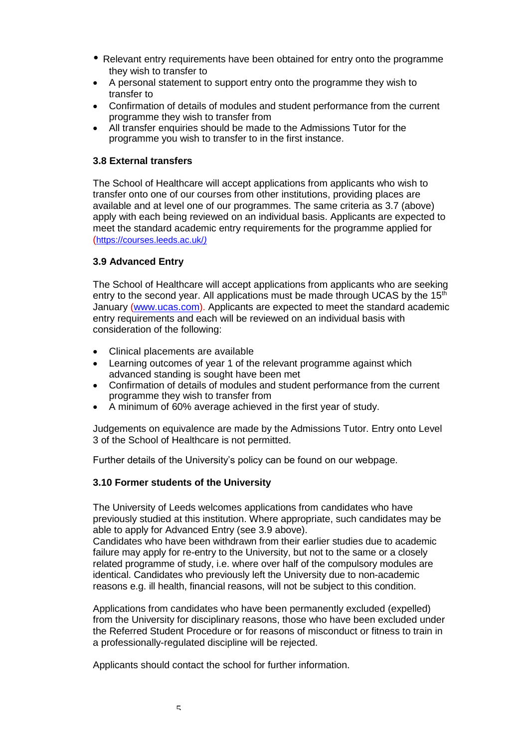- Relevant entry requirements have been obtained for entry onto the programme they wish to transfer to
- A personal statement to support entry onto the programme they wish to transfer to
- Confirmation of details of modules and student performance from the current programme they wish to transfer from
- All transfer enquiries should be made to the Admissions Tutor for the programme you wish to transfer to in the first instance.

### 3.8 External transfers

The School of Healthcare will accept applications from applicants who wish to transfer onto one of our courses from other institutions, providing places are available and at level one of our programmes. The same criteria as 3.7 (above) apply with each being reviewed on an individual basis. Applicants are expected to meet the standard academic entry requirements for the programme applied for (https://courses.leeds.ac.uk/)

### 3.9 Advanced Entry

The School of Healthcare will accept applications from applicants who are seeking entry to the second year. All applications must be made through UCAS by the 15th January (www.ucas.com). Applicants are expected to meet the standard academic entry requirements and each will be reviewed on an individual basis with consideration of the following:

- Clinical placements are available
- Learning outcomes of year 1 of the relevant programme against which advanced standing is sought have been met
- Confirmation of details of modules and student performance from the current programme they wish to transfer from
- A minimum of 60% average achieved in the first year of study.

Judgements on equivalence are made by the Admissions Tutor. Entry onto Level 3 of the School of Healthcare is not permitted.

Further details of the University's policy can be found on our webpage.

### 3.10 Former students of the University

The University of Leeds welcomes applications from candidates who have previously studied at this institution. Where appropriate, such candidates may be able to apply for Advanced Entry (see 3.9 above).
Candidates who have been withdrawn from their earlier studies due to academic failure may apply for re-entry to the University, but not to the same or a closely related programme of study, i.e. where over half of the compulsory modules are identical. Candidates who previously left the University due to non-academic reasons e.g. ill health, financial reasons, will not be subject to this condition.

Applications from candidates who have been permanently excluded (expelled) from the University for disciplinary reasons, those who have been excluded under the Referred Student Procedure or for reasons of misconduct or fitness to train in a professionally-regulated discipline will be rejected.

Applicants should contact the school for further information.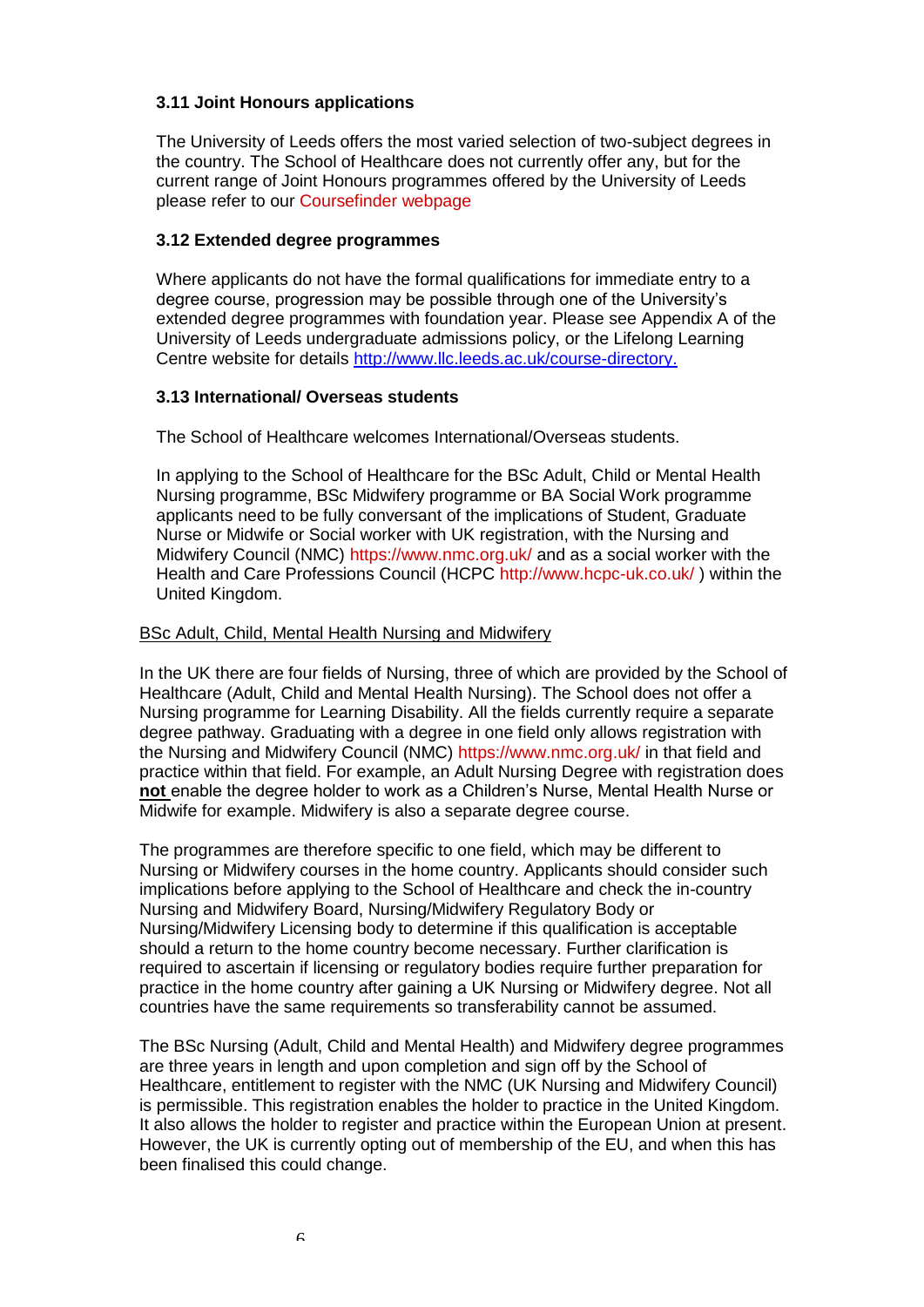### 3.11 Joint Honours applications

The University of Leeds offers the most varied selection of two-subject degrees in the country. The School of Healthcare does not currently offer any, but for the current range of Joint Honours programmes offered by the University of Leeds please refer to our Coursefinder webpage

### 3.12 Extended degree programmes

Where applicants do not have the formal qualifications for immediate entry to a degree course, progression may be possible through one of the University's extended degree programmes with foundation year. Please see Appendix A of the University of Leeds undergraduate admissions policy, or the Lifelong Learning Centre website for details http://www.llc.leeds.ac.uk/course-directory.

### 3.13 International/ Overseas students

The School of Healthcare welcomes International/Overseas students.

In applying to the School of Healthcare for the BSc Adult, Child or Mental Health Nursing programme, BSc Midwifery programme or BA Social Work programme applicants need to be fully conversant of the implications of Student, Graduate Nurse or Midwife or Social worker with UK registration, with the Nursing and Midwifery Council (NMC) https://www.nmc.org.uk/ and as a social worker with the Health and Care Professions Council (HCPC http://www.hcpc-uk.co.uk/ ) within the United Kingdom.

BSc Adult, Child, Mental Health Nursing and Midwifery

In the UK there are four fields of Nursing, three of which are provided by the School of Healthcare (Adult, Child and Mental Health Nursing). The School does not offer a Nursing programme for Learning Disability. All the fields currently require a separate degree pathway. Graduating with a degree in one field only allows registration with the Nursing and Midwifery Council (NMC) https://www.nmc.org.uk/ in that field and practice within that field. For example, an Adult Nursing Degree with registration does **not** enable the degree holder to work as a Children's Nurse, Mental Health Nurse or Midwife for example. Midwifery is also a separate degree course.

The programmes are therefore specific to one field, which may be different to Nursing or Midwifery courses in the home country. Applicants should consider such implications before applying to the School of Healthcare and check the in-country Nursing and Midwifery Board, Nursing/Midwifery Regulatory Body or Nursing/Midwifery Licensing body to determine if this qualification is acceptable should a return to the home country become necessary. Further clarification is required to ascertain if licensing or regulatory bodies require further preparation for practice in the home country after gaining a UK Nursing or Midwifery degree. Not all countries have the same requirements so transferability cannot be assumed.

The BSc Nursing (Adult, Child and Mental Health) and Midwifery degree programmes are three years in length and upon completion and sign off by the School of Healthcare, entitlement to register with the NMC (UK Nursing and Midwifery Council) is permissible. This registration enables the holder to practice in the United Kingdom. It also allows the holder to register and practice within the European Union at present. However, the UK is currently opting out of membership of the EU, and when this has been finalised this could change.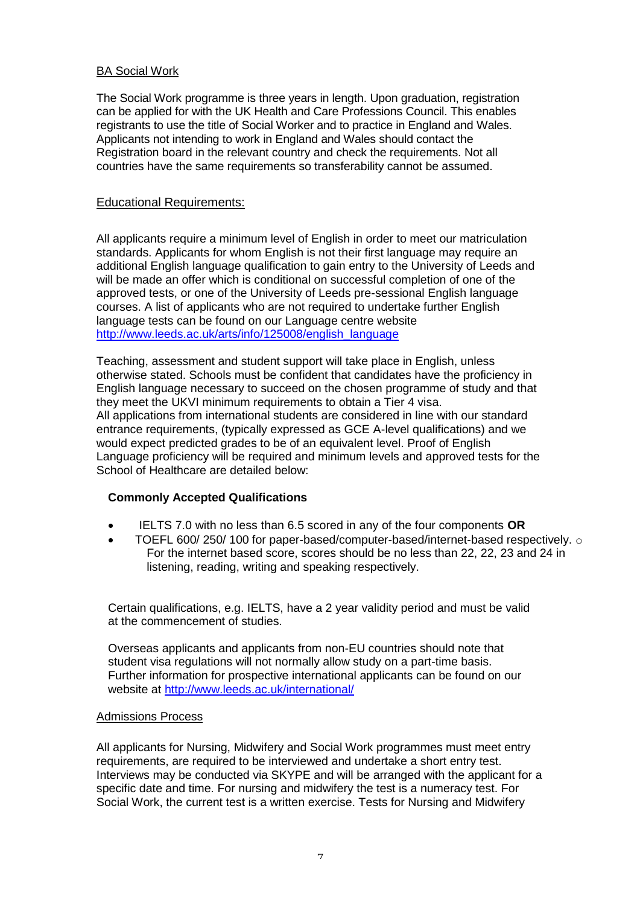## BA Social Work

The Social Work programme is three years in length. Upon graduation, registration can be applied for with the UK Health and Care Professions Council. This enables registrants to use the title of Social Worker and to practice in England and Wales. Applicants not intending to work in England and Wales should contact the Registration board in the relevant country and check the requirements. Not all countries have the same requirements so transferability cannot be assumed.

### Educational Requirements:

All applicants require a minimum level of English in order to meet our matriculation standards. Applicants for whom English is not their first language may require an additional English language qualification to gain entry to the University of Leeds and will be made an offer which is conditional on successful completion of one of the approved tests, or one of the University of Leeds pre-sessional English language courses. A list of applicants who are not required to undertake further English language tests can be found on our Language centre website [http://www.leeds.ac.uk/arts/info/125008/english_language](http://www.leeds.ac.uk/arts/info/125008/english_language)

Teaching, assessment and student support will take place in English, unless otherwise stated. Schools must be confident that candidates have the proficiency in English language necessary to succeed on the chosen programme of study and that they meet the UKVI minimum requirements to obtain a Tier 4 visa.
All applications from international students are considered in line with our standard entrance requirements, (typically expressed as GCE A-level qualifications) and we would expect predicted grades to be of an equivalent level. Proof of English Language proficiency will be required and minimum levels and approved tests for the School of Healthcare are detailed below:

**Commonly Accepted Qualifications**

- IELTS 7.0 with no less than 6.5 scored in any of the four components **OR**
- TOEFL 600/ 250/ 100 for paper-based/computer-based/internet-based respectively.
  - For the internet based score, scores should be no less than 22, 22, 23 and 24 in listening, reading, writing and speaking respectively.

Certain qualifications, e.g. IELTS, have a 2 year validity period and must be valid at the commencement of studies.

Overseas applicants and applicants from non-EU countries should note that student visa regulations will not normally allow study on a part-time basis. Further information for prospective international applicants can be found on our website at [http://www.leeds.ac.uk/international/](http://www.leeds.ac.uk/international/)

### Admissions Process

All applicants for Nursing, Midwifery and Social Work programmes must meet entry requirements, are required to be interviewed and undertake a short entry test. Interviews may be conducted via SKYPE and will be arranged with the applicant for a specific date and time. For nursing and midwifery the test is a numeracy test. For Social Work, the current test is a written exercise. Tests for Nursing and Midwifery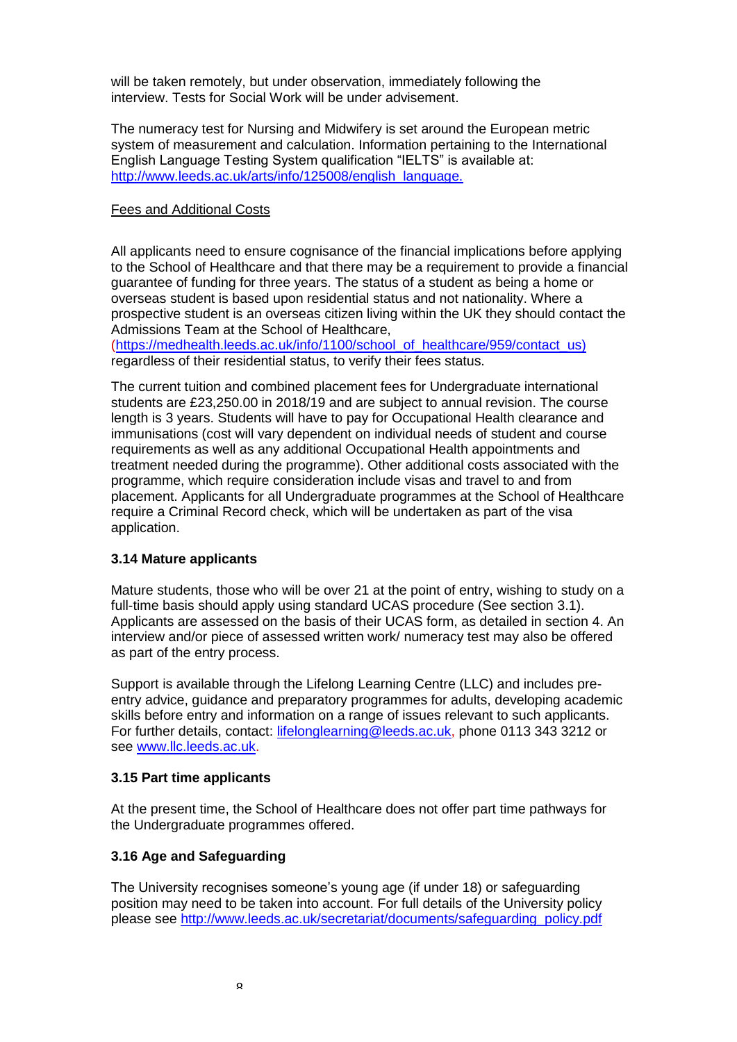will be taken remotely, but under observation, immediately following the interview. Tests for Social Work will be under advisement.

The numeracy test for Nursing and Midwifery is set around the European metric system of measurement and calculation. Information pertaining to the International English Language Testing System qualification "IELTS" is available at: [http://www.leeds.ac.uk/arts/info/125008/english_language.](http://www.leeds.ac.uk/arts/info/125008/english_language)

Fees and Additional Costs

All applicants need to ensure cognisance of the financial implications before applying to the School of Healthcare and that there may be a requirement to provide a financial guarantee of funding for three years. The status of a student as being a home or overseas student is based upon residential status and not nationality. Where a prospective student is an overseas citizen living within the UK they should contact the Admissions Team at the School of Healthcare, ([https://medhealth.leeds.ac.uk/info/1100/school_of_healthcare/959/contact_us](https://medhealth.leeds.ac.uk/info/1100/school_of_healthcare/959/contact_us)) regardless of their residential status, to verify their fees status.

The current tuition and combined placement fees for Undergraduate international students are £23,250.00 in 2018/19 and are subject to annual revision. The course length is 3 years. Students will have to pay for Occupational Health clearance and immunisations (cost will vary dependent on individual needs of student and course requirements as well as any additional Occupational Health appointments and treatment needed during the programme). Other additional costs associated with the programme, which require consideration include visas and travel to and from placement. Applicants for all Undergraduate programmes at the School of Healthcare require a Criminal Record check, which will be undertaken as part of the visa application.

### 3.14 Mature applicants

Mature students, those who will be over 21 at the point of entry, wishing to study on a full-time basis should apply using standard UCAS procedure (See section 3.1). Applicants are assessed on the basis of their UCAS form, as detailed in section 4. An interview and/or piece of assessed written work/ numeracy test may also be offered as part of the entry process.

Support is available through the Lifelong Learning Centre (LLC) and includes pre-entry advice, guidance and preparatory programmes for adults, developing academic skills before entry and information on a range of issues relevant to such applicants. For further details, contact: [lifelonglearning@leeds.ac.uk](mailto:lifelonglearning@leeds.ac.uk), phone 0113 343 3212 or see [www.llc.leeds.ac.uk](http://www.llc.leeds.ac.uk).

### 3.15 Part time applicants

At the present time, the School of Healthcare does not offer part time pathways for the Undergraduate programmes offered.

### 3.16 Age and Safeguarding

The University recognises someone's young age (if under 18) or safeguarding position may need to be taken into account. For full details of the University policy please see [http://www.leeds.ac.uk/secretariat/documents/safeguarding_policy.pdf](http://www.leeds.ac.uk/secretariat/documents/safeguarding_policy.pdf)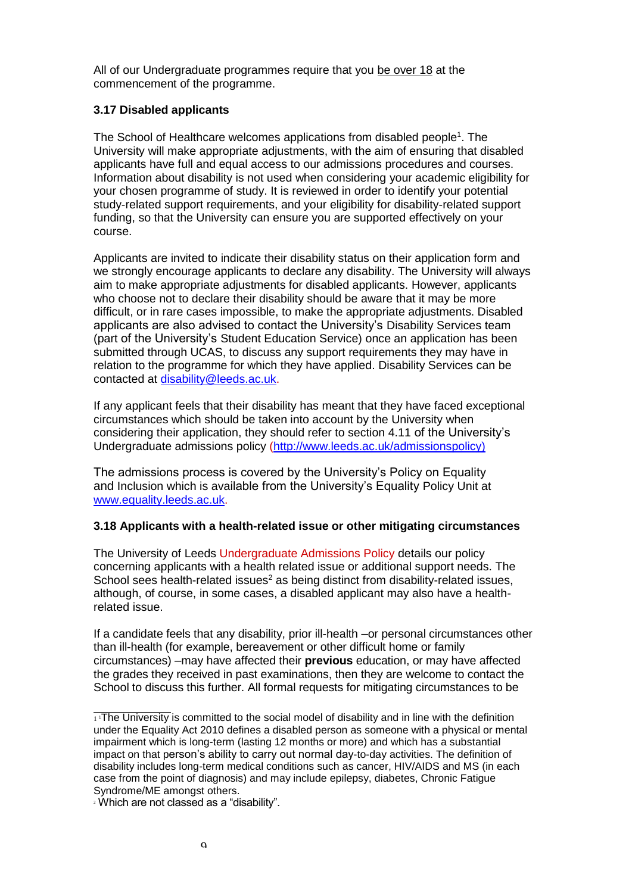All of our Undergraduate programmes require that you be over 18 at the commencement of the programme.

### 3.17 Disabled applicants

The School of Healthcare welcomes applications from disabled people[1]. The University will make appropriate adjustments, with the aim of ensuring that disabled applicants have full and equal access to our admissions procedures and courses. Information about disability is not used when considering your academic eligibility for your chosen programme of study. It is reviewed in order to identify your potential study-related support requirements, and your eligibility for disability-related support funding, so that the University can ensure you are supported effectively on your course.

Applicants are invited to indicate their disability status on their application form and we strongly encourage applicants to declare any disability. The University will always aim to make appropriate adjustments for disabled applicants. However, applicants who choose not to declare their disability should be aware that it may be more difficult, or in rare cases impossible, to make the appropriate adjustments. Disabled applicants are also advised to contact the University's Disability Services team (part of the University's Student Education Service) once an application has been submitted through UCAS, to discuss any support requirements they may have in relation to the programme for which they have applied. Disability Services can be contacted at disability@leeds.ac.uk.

If any applicant feels that their disability has meant that they have faced exceptional circumstances which should be taken into account by the University when considering their application, they should refer to section 4.11 of the University's Undergraduate admissions policy (http://www.leeds.ac.uk/admissionspolicy)

The admissions process is covered by the University's Policy on Equality and Inclusion which is available from the University's Equality Policy Unit at www.equality.leeds.ac.uk.

### 3.18 Applicants with a health-related issue or other mitigating circumstances

The University of Leeds Undergraduate Admissions Policy details our policy concerning applicants with a health related issue or additional support needs. The School sees health-related issues[2] as being distinct from disability-related issues, although, of course, in some cases, a disabled applicant may also have a health-related issue.

If a candidate feels that any disability, prior ill-health –or personal circumstances other than ill-health (for example, bereavement or other difficult home or family circumstances) –may have affected their **previous** education, or may have affected the grades they received in past examinations, then they are welcome to contact the School to discuss this further. All formal requests for mitigating circumstances to be

---

[1] The University is committed to the social model of disability and in line with the definition under the Equality Act 2010 defines a disabled person as someone with a physical or mental impairment which is long-term (lasting 12 months or more) and which has a substantial impact on that person's ability to carry out normal day-to-day activities. The definition of disability includes long-term medical conditions such as cancer, HIV/AIDS and MS (in each case from the point of diagnosis) and may include epilepsy, diabetes, Chronic Fatigue Syndrome/ME amongst others.

[2] Which are not classed as a "disability".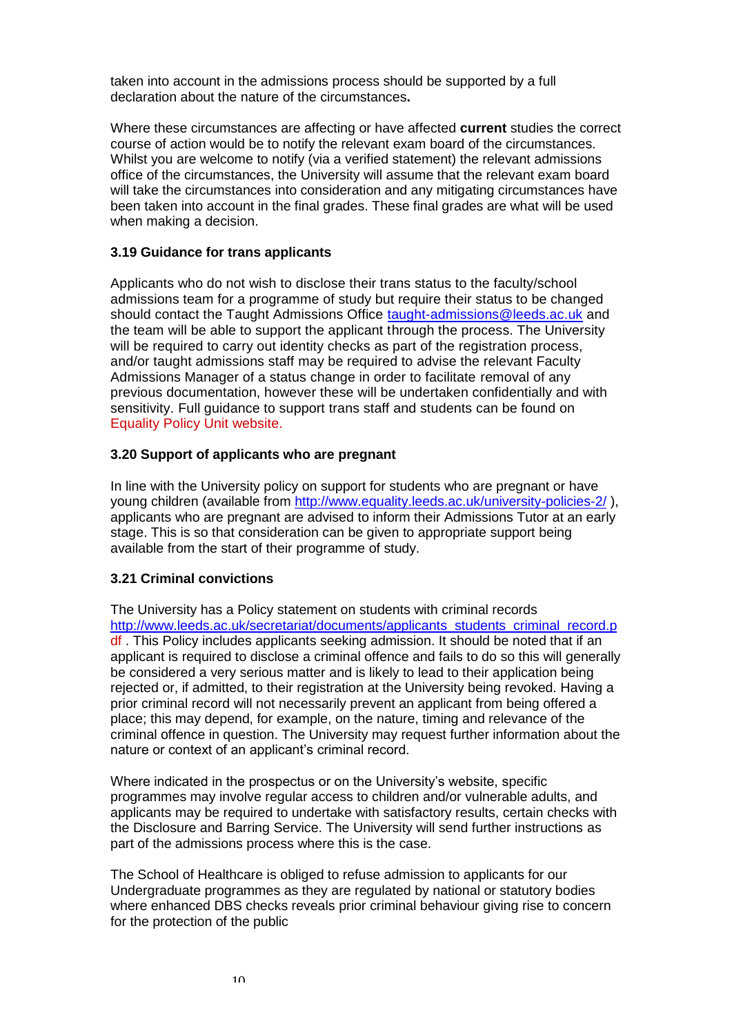taken into account in the admissions process should be supported by a full declaration about the nature of the circumstances**.**

Where these circumstances are affecting or have affected **current** studies the correct course of action would be to notify the relevant exam board of the circumstances. Whilst you are welcome to notify (via a verified statement) the relevant admissions office of the circumstances, the University will assume that the relevant exam board will take the circumstances into consideration and any mitigating circumstances have been taken into account in the final grades. These final grades are what will be used when making a decision.

### 3.19 Guidance for trans applicants

Applicants who do not wish to disclose their trans status to the faculty/school admissions team for a programme of study but require their status to be changed should contact the Taught Admissions Office taught-admissions@leeds.ac.uk and the team will be able to support the applicant through the process. The University will be required to carry out identity checks as part of the registration process, and/or taught admissions staff may be required to advise the relevant Faculty Admissions Manager of a status change in order to facilitate removal of any previous documentation, however these will be undertaken confidentially and with sensitivity. Full guidance to support trans staff and students can be found on Equality Policy Unit website.

### 3.20 Support of applicants who are pregnant

In line with the University policy on support for students who are pregnant or have young children (available from http://www.equality.leeds.ac.uk/university-policies-2/ ), applicants who are pregnant are advised to inform their Admissions Tutor at an early stage. This is so that consideration can be given to appropriate support being available from the start of their programme of study.

### 3.21 Criminal convictions

The University has a Policy statement on students with criminal records http://www.leeds.ac.uk/secretariat/documents/applicants_students_criminal_record.pdf . This Policy includes applicants seeking admission. It should be noted that if an applicant is required to disclose a criminal offence and fails to do so this will generally be considered a very serious matter and is likely to lead to their application being rejected or, if admitted, to their registration at the University being revoked. Having a prior criminal record will not necessarily prevent an applicant from being offered a place; this may depend, for example, on the nature, timing and relevance of the criminal offence in question. The University may request further information about the nature or context of an applicant's criminal record.

Where indicated in the prospectus or on the University's website, specific programmes may involve regular access to children and/or vulnerable adults, and applicants may be required to undertake with satisfactory results, certain checks with the Disclosure and Barring Service. The University will send further instructions as part of the admissions process where this is the case.

The School of Healthcare is obliged to refuse admission to applicants for our Undergraduate programmes as they are regulated by national or statutory bodies where enhanced DBS checks reveals prior criminal behaviour giving rise to concern for the protection of the public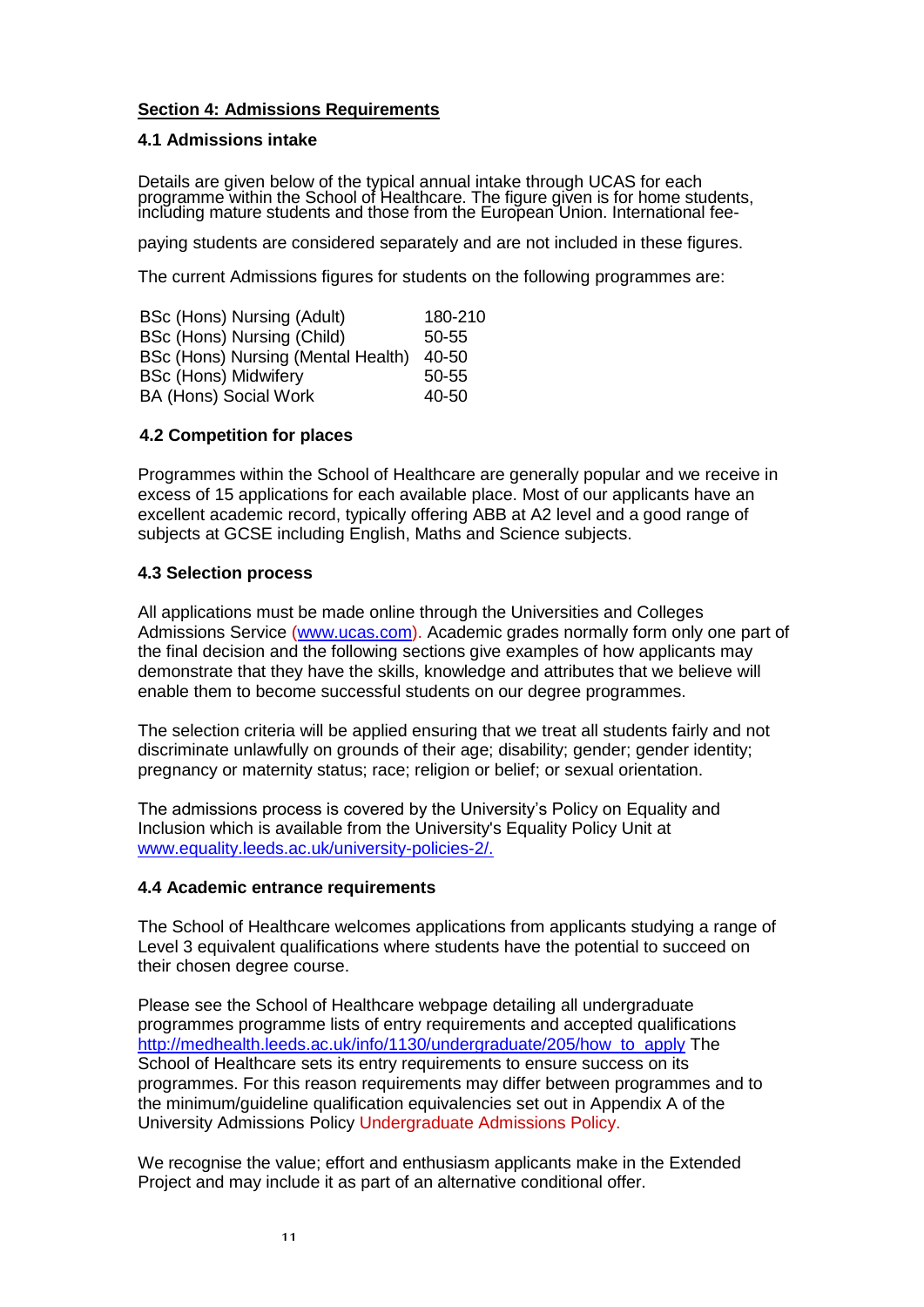## Section 4: Admissions Requirements

### 4.1 Admissions intake

Details are given below of the typical annual intake through UCAS for each programme within the School of Healthcare. The figure given is for home students, including mature students and those from the European Union. International fee-

paying students are considered separately and are not included in these figures.

The current Admissions figures for students on the following programmes are:

| Programme | Figures |
|---|---|
| BSc (Hons) Nursing (Adult) | 180-210 |
| BSc (Hons) Nursing (Child) | 50-55 |
| BSc (Hons) Nursing (Mental Health) | 40-50 |
| BSc (Hons) Midwifery | 50-55 |
| BA (Hons) Social Work | 40-50 |

### 4.2 Competition for places

Programmes within the School of Healthcare are generally popular and we receive in excess of 15 applications for each available place. Most of our applicants have an excellent academic record, typically offering ABB at A2 level and a good range of subjects at GCSE including English, Maths and Science subjects.

### 4.3 Selection process

All applications must be made online through the Universities and Colleges Admissions Service (www.ucas.com). Academic grades normally form only one part of the final decision and the following sections give examples of how applicants may demonstrate that they have the skills, knowledge and attributes that we believe will enable them to become successful students on our degree programmes.

The selection criteria will be applied ensuring that we treat all students fairly and not discriminate unlawfully on grounds of their age; disability; gender; gender identity; pregnancy or maternity status; race; religion or belief; or sexual orientation.

The admissions process is covered by the University's Policy on Equality and Inclusion which is available from the University's Equality Policy Unit at www.equality.leeds.ac.uk/university-policies-2/.

### 4.4 Academic entrance requirements

The School of Healthcare welcomes applications from applicants studying a range of Level 3 equivalent qualifications where students have the potential to succeed on their chosen degree course.

Please see the School of Healthcare webpage detailing all undergraduate programmes programme lists of entry requirements and accepted qualifications http://medhealth.leeds.ac.uk/info/1130/undergraduate/205/how_to_apply The School of Healthcare sets its entry requirements to ensure success on its programmes. For this reason requirements may differ between programmes and to the minimum/guideline qualification equivalencies set out in Appendix A of the University Admissions Policy Undergraduate Admissions Policy.

We recognise the value; effort and enthusiasm applicants make in the Extended Project and may include it as part of an alternative conditional offer.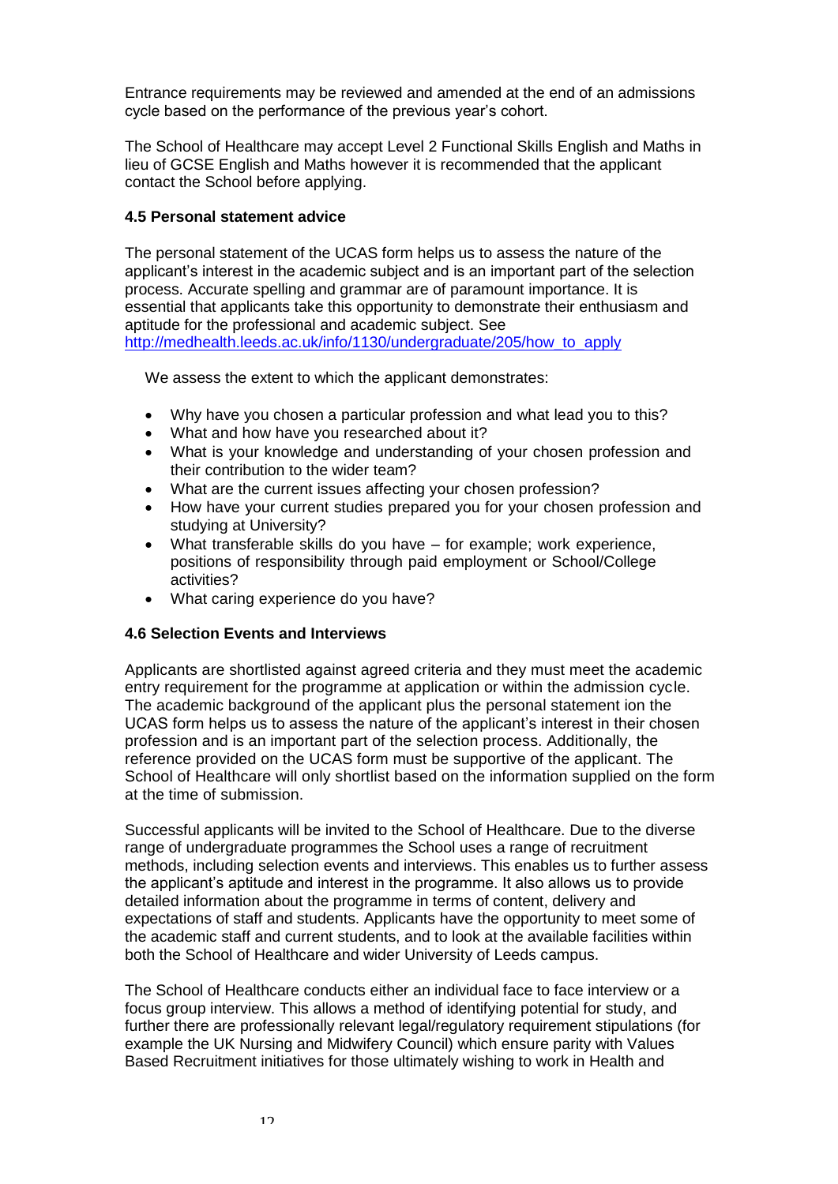Entrance requirements may be reviewed and amended at the end of an admissions cycle based on the performance of the previous year's cohort.

The School of Healthcare may accept Level 2 Functional Skills English and Maths in lieu of GCSE English and Maths however it is recommended that the applicant contact the School before applying.

### 4.5 Personal statement advice

The personal statement of the UCAS form helps us to assess the nature of the applicant's interest in the academic subject and is an important part of the selection process. Accurate spelling and grammar are of paramount importance. It is essential that applicants take this opportunity to demonstrate their enthusiasm and aptitude for the professional and academic subject. See [http://medhealth.leeds.ac.uk/info/1130/undergraduate/205/how_to_apply](http://medhealth.leeds.ac.uk/info/1130/undergraduate/205/how_to_apply)

We assess the extent to which the applicant demonstrates:

- Why have you chosen a particular profession and what lead you to this?
- What and how have you researched about it?
- What is your knowledge and understanding of your chosen profession and their contribution to the wider team?
- What are the current issues affecting your chosen profession?
- How have your current studies prepared you for your chosen profession and studying at University?
- What transferable skills do you have – for example; work experience, positions of responsibility through paid employment or School/College activities?
- What caring experience do you have?

### 4.6 Selection Events and Interviews

Applicants are shortlisted against agreed criteria and they must meet the academic entry requirement for the programme at application or within the admission cycle. The academic background of the applicant plus the personal statement ion the UCAS form helps us to assess the nature of the applicant's interest in their chosen profession and is an important part of the selection process. Additionally, the reference provided on the UCAS form must be supportive of the applicant. The School of Healthcare will only shortlist based on the information supplied on the form at the time of submission.

Successful applicants will be invited to the School of Healthcare. Due to the diverse range of undergraduate programmes the School uses a range of recruitment methods, including selection events and interviews. This enables us to further assess the applicant's aptitude and interest in the programme. It also allows us to provide detailed information about the programme in terms of content, delivery and expectations of staff and students. Applicants have the opportunity to meet some of the academic staff and current students, and to look at the available facilities within both the School of Healthcare and wider University of Leeds campus.

The School of Healthcare conducts either an individual face to face interview or a focus group interview. This allows a method of identifying potential for study, and further there are professionally relevant legal/regulatory requirement stipulations (for example the UK Nursing and Midwifery Council) which ensure parity with Values Based Recruitment initiatives for those ultimately wishing to work in Health and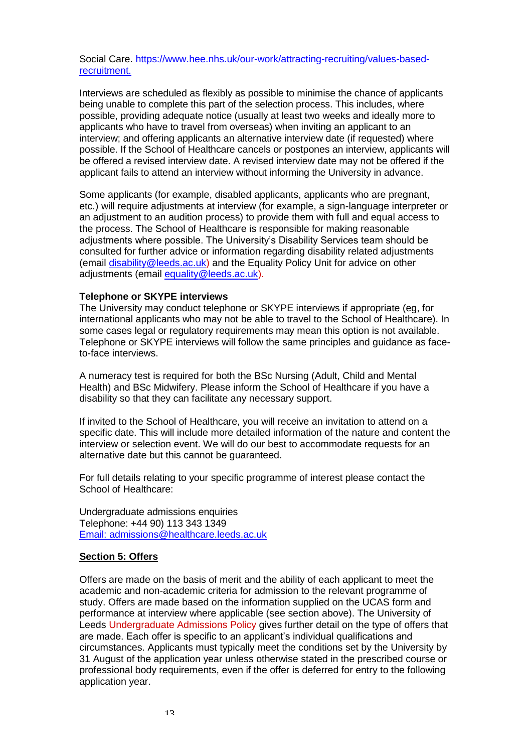Social Care. [https://www.hee.nhs.uk/our-work/attracting-recruiting/values-based-recruitment.](https://www.hee.nhs.uk/our-work/attracting-recruiting/values-based-recruitment)

Interviews are scheduled as flexibly as possible to minimise the chance of applicants being unable to complete this part of the selection process. This includes, where possible, providing adequate notice (usually at least two weeks and ideally more to applicants who have to travel from overseas) when inviting an applicant to an interview; and offering applicants an alternative interview date (if requested) where possible. If the School of Healthcare cancels or postpones an interview, applicants will be offered a revised interview date. A revised interview date may not be offered if the applicant fails to attend an interview without informing the University in advance.

Some applicants (for example, disabled applicants, applicants who are pregnant, etc.) will require adjustments at interview (for example, a sign-language interpreter or an adjustment to an audition process) to provide them with full and equal access to the process. The School of Healthcare is responsible for making reasonable adjustments where possible. The University's Disability Services team should be consulted for further advice or information regarding disability related adjustments (email [disability@leeds.ac.uk](mailto:disability@leeds.ac.uk)) and the Equality Policy Unit for advice on other adjustments (email [equality@leeds.ac.uk](mailto:equality@leeds.ac.uk)).

**Telephone or SKYPE interviews**
The University may conduct telephone or SKYPE interviews if appropriate (eg, for international applicants who may not be able to travel to the School of Healthcare). In some cases legal or regulatory requirements may mean this option is not available. Telephone or SKYPE interviews will follow the same principles and guidance as face-to-face interviews.

A numeracy test is required for both the BSc Nursing (Adult, Child and Mental Health) and BSc Midwifery. Please inform the School of Healthcare if you have a disability so that they can facilitate any necessary support.

If invited to the School of Healthcare, you will receive an invitation to attend on a specific date. This will include more detailed information of the nature and content the interview or selection event. We will do our best to accommodate requests for an alternative date but this cannot be guaranteed.

For full details relating to your specific programme of interest please contact the School of Healthcare:

Undergraduate admissions enquiries
Telephone: +44 90) 113 343 1349
[Email: admissions@healthcare.leeds.ac.uk](mailto:admissions@healthcare.leeds.ac.uk)

## Section 5: Offers

Offers are made on the basis of merit and the ability of each applicant to meet the academic and non-academic criteria for admission to the relevant programme of study. Offers are made based on the information supplied on the UCAS form and performance at interview where applicable (see section above). The University of Leeds Undergraduate Admissions Policy gives further detail on the type of offers that are made. Each offer is specific to an applicant's individual qualifications and circumstances. Applicants must typically meet the conditions set by the University by 31 August of the application year unless otherwise stated in the prescribed course or professional body requirements, even if the offer is deferred for entry to the following application year.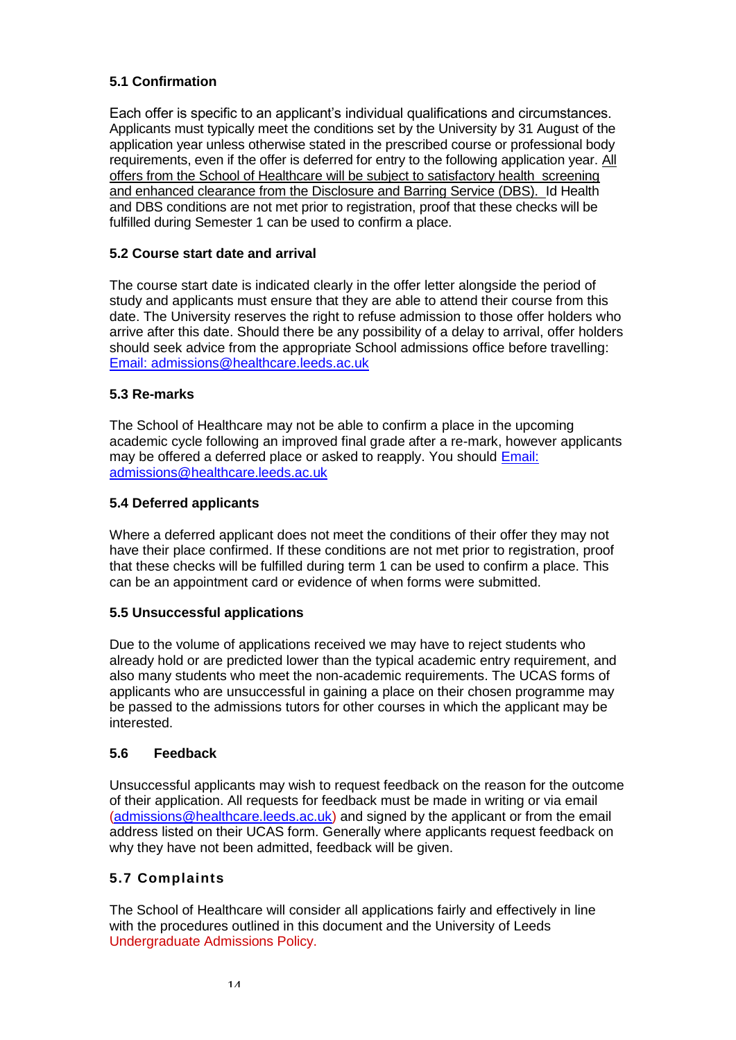### 5.1 Confirmation

Each offer is specific to an applicant's individual qualifications and circumstances. Applicants must typically meet the conditions set by the University by 31 August of the application year unless otherwise stated in the prescribed course or professional body requirements, even if the offer is deferred for entry to the following application year. All offers from the School of Healthcare will be subject to satisfactory health screening and enhanced clearance from the Disclosure and Barring Service (DBS). Id Health and DBS conditions are not met prior to registration, proof that these checks will be fulfilled during Semester 1 can be used to confirm a place.

### 5.2 Course start date and arrival

The course start date is indicated clearly in the offer letter alongside the period of study and applicants must ensure that they are able to attend their course from this date. The University reserves the right to refuse admission to those offer holders who arrive after this date. Should there be any possibility of a delay to arrival, offer holders should seek advice from the appropriate School admissions office before travelling: Email: admissions@healthcare.leeds.ac.uk

### 5.3 Re-marks

The School of Healthcare may not be able to confirm a place in the upcoming academic cycle following an improved final grade after a re-mark, however applicants may be offered a deferred place or asked to reapply. You should Email: admissions@healthcare.leeds.ac.uk

### 5.4 Deferred applicants

Where a deferred applicant does not meet the conditions of their offer they may not have their place confirmed. If these conditions are not met prior to registration, proof that these checks will be fulfilled during term 1 can be used to confirm a place. This can be an appointment card or evidence of when forms were submitted.

### 5.5 Unsuccessful applications

Due to the volume of applications received we may have to reject students who already hold or are predicted lower than the typical academic entry requirement, and also many students who meet the non-academic requirements. The UCAS forms of applicants who are unsuccessful in gaining a place on their chosen programme may be passed to the admissions tutors for other courses in which the applicant may be interested.

### 5.6 Feedback

Unsuccessful applicants may wish to request feedback on the reason for the outcome of their application. All requests for feedback must be made in writing or via email (admissions@healthcare.leeds.ac.uk) and signed by the applicant or from the email address listed on their UCAS form. Generally where applicants request feedback on why they have not been admitted, feedback will be given.

### 5.7 Complaints

The School of Healthcare will consider all applications fairly and effectively in line with the procedures outlined in this document and the University of Leeds Undergraduate Admissions Policy.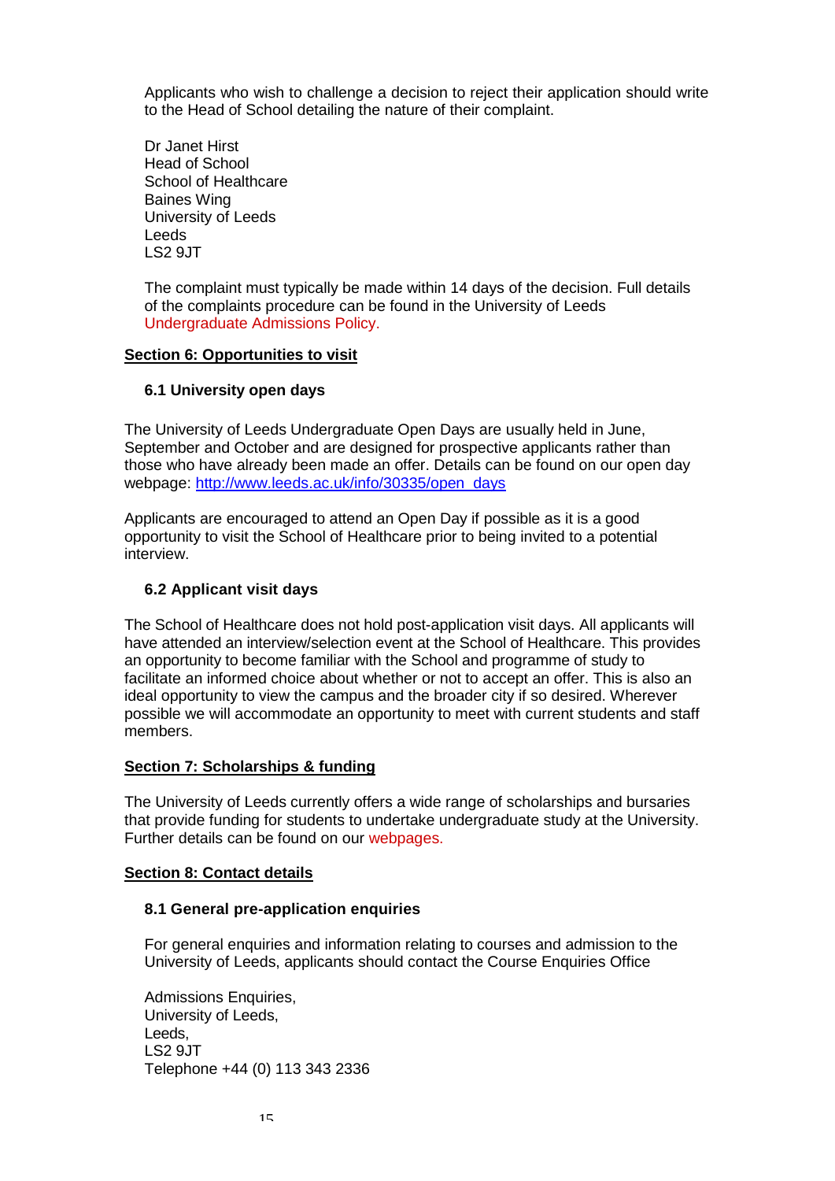Applicants who wish to challenge a decision to reject their application should write to the Head of School detailing the nature of their complaint.

Dr Janet Hirst
Head of School
School of Healthcare
Baines Wing
University of Leeds
Leeds
LS2 9JT

The complaint must typically be made within 14 days of the decision. Full details of the complaints procedure can be found in the University of Leeds Undergraduate Admissions Policy.

## Section 6: Opportunities to visit

### 6.1 University open days

The University of Leeds Undergraduate Open Days are usually held in June, September and October and are designed for prospective applicants rather than those who have already been made an offer. Details can be found on our open day webpage: http://www.leeds.ac.uk/info/30335/open_days

Applicants are encouraged to attend an Open Day if possible as it is a good opportunity to visit the School of Healthcare prior to being invited to a potential interview.

### 6.2 Applicant visit days

The School of Healthcare does not hold post-application visit days. All applicants will have attended an interview/selection event at the School of Healthcare. This provides an opportunity to become familiar with the School and programme of study to facilitate an informed choice about whether or not to accept an offer. This is also an ideal opportunity to view the campus and the broader city if so desired. Wherever possible we will accommodate an opportunity to meet with current students and staff members.

## Section 7: Scholarships & funding

The University of Leeds currently offers a wide range of scholarships and bursaries that provide funding for students to undertake undergraduate study at the University. Further details can be found on our webpages.

## Section 8: Contact details

### 8.1 General pre-application enquiries

For general enquiries and information relating to courses and admission to the University of Leeds, applicants should contact the Course Enquiries Office

Admissions Enquiries,
University of Leeds,
Leeds,
LS2 9JT
Telephone +44 (0) 113 343 2336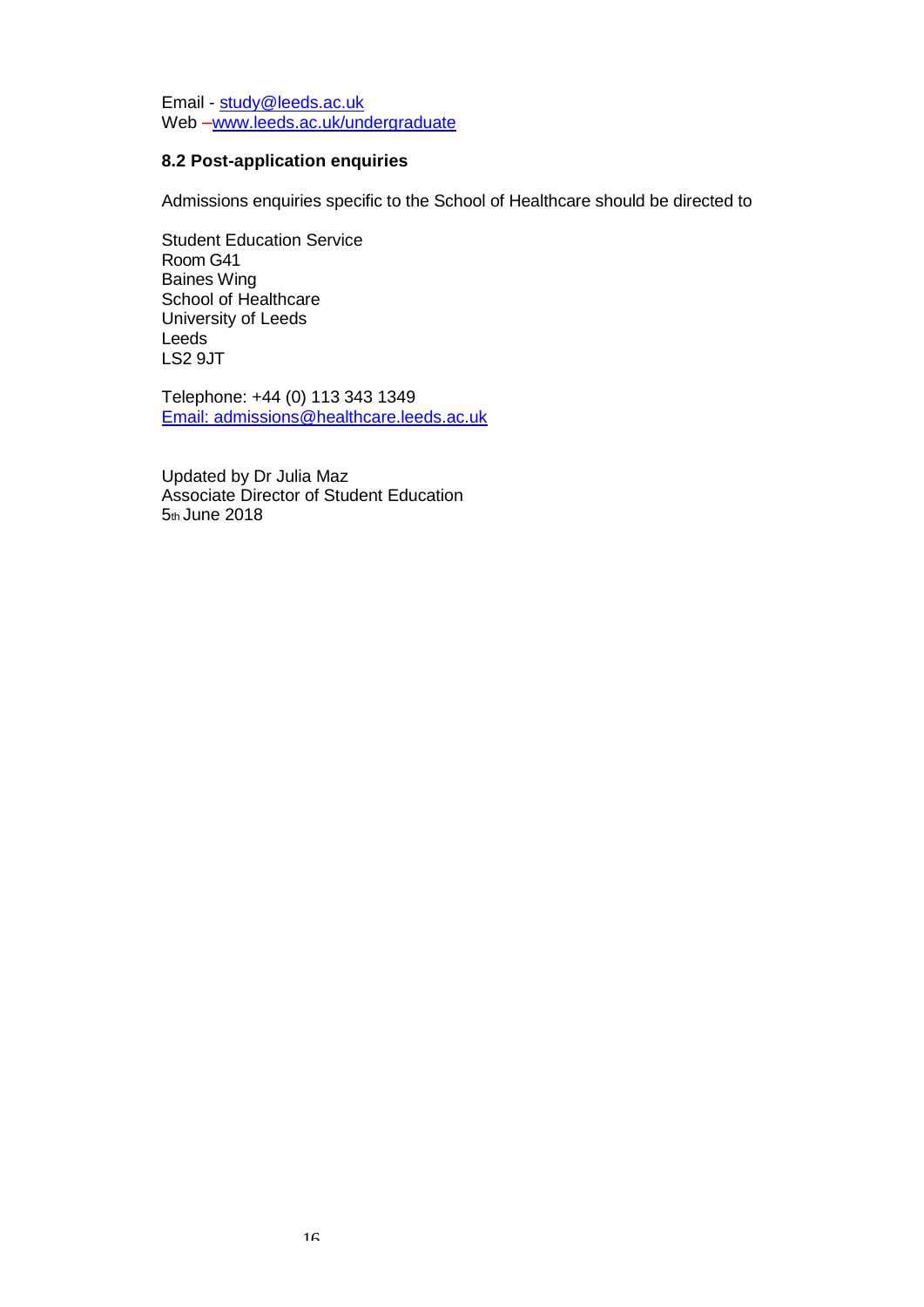Email - study@leeds.ac.uk
Web –www.leeds.ac.uk/undergraduate

### 8.2 Post-application enquiries

Admissions enquiries specific to the School of Healthcare should be directed to

Student Education Service
Room G41
Baines Wing
School of Healthcare
University of Leeds
Leeds
LS2 9JT

Telephone: +44 (0) 113 343 1349
Email: admissions@healthcare.leeds.ac.uk

Updated by Dr Julia Maz
Associate Director of Student Education
5th June 2018